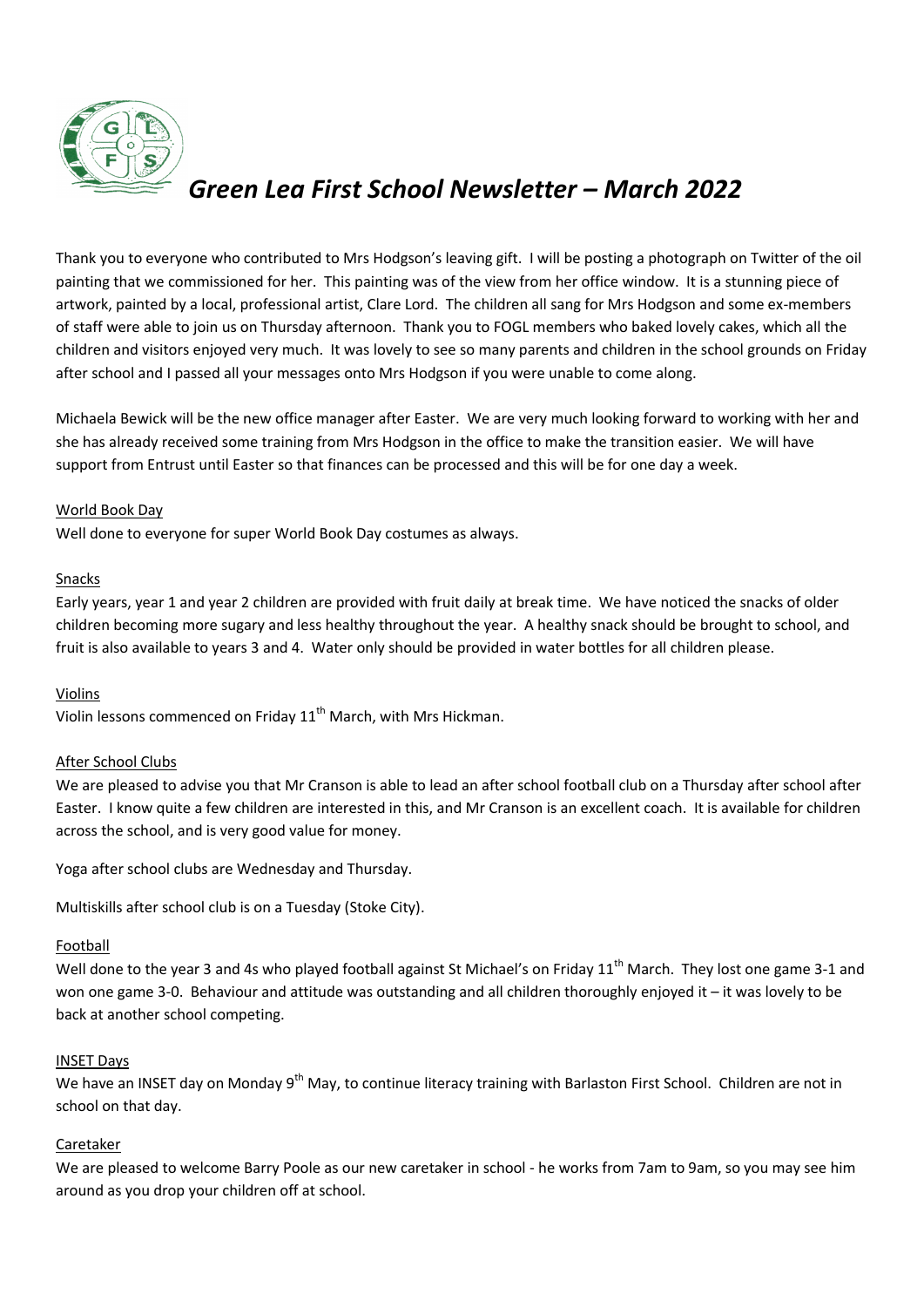# *Green Lea First School Newsletter – March 2022*

Thank you to everyone who contributed to Mrs Hodgson's leaving gift. I will be posting a photograph on Twitter of the oil painting that we commissioned for her. This painting was of the view from her office window. It is a stunning piece of artwork, painted by a local, professional artist, Clare Lord. The children all sang for Mrs Hodgson and some ex-members of staff were able to join us on Thursday afternoon. Thank you to FOGL members who baked lovely cakes, which all the children and visitors enjoyed very much. It was lovely to see so many parents and children in the school grounds on Friday after school and I passed all your messages onto Mrs Hodgson if you were unable to come along.

Michaela Bewick will be the new office manager after Easter. We are very much looking forward to working with her and she has already received some training from Mrs Hodgson in the office to make the transition easier. We will have support from Entrust until Easter so that finances can be processed and this will be for one day a week.

## World Book Day

Well done to everyone for super World Book Day costumes as always.

## Snacks

Early years, year 1 and year 2 children are provided with fruit daily at break time. We have noticed the snacks of older children becoming more sugary and less healthy throughout the year. A healthy snack should be brought to school, and fruit is also available to years 3 and 4. Water only should be provided in water bottles for all children please.

## Violins

Violin lessons commenced on Friday 11th March, with Mrs Hickman.

## After School Clubs

We are pleased to advise you that Mr Cranson is able to lead an after school football club on a Thursday after school after Easter. I know quite a few children are interested in this, and Mr Cranson is an excellent coach. It is available for children across the school, and is very good value for money.

Yoga after school clubs are Wednesday and Thursday.

Multiskills after school club is on a Tuesday (Stoke City).

## Football

Well done to the year 3 and 4s who played football against St Michael's on Friday 11th March. They lost one game 3-1 and won one game 3-0. Behaviour and attitude was outstanding and all children thoroughly enjoyed it – it was lovely to be back at another school competing.

## INSET Days

We have an INSET day on Monday 9th May, to continue literacy training with Barlaston First School. Children are not in school on that day.

## Caretaker

We are pleased to welcome Barry Poole as our new caretaker in school - he works from 7am to 9am, so you may see him around as you drop your children off at school.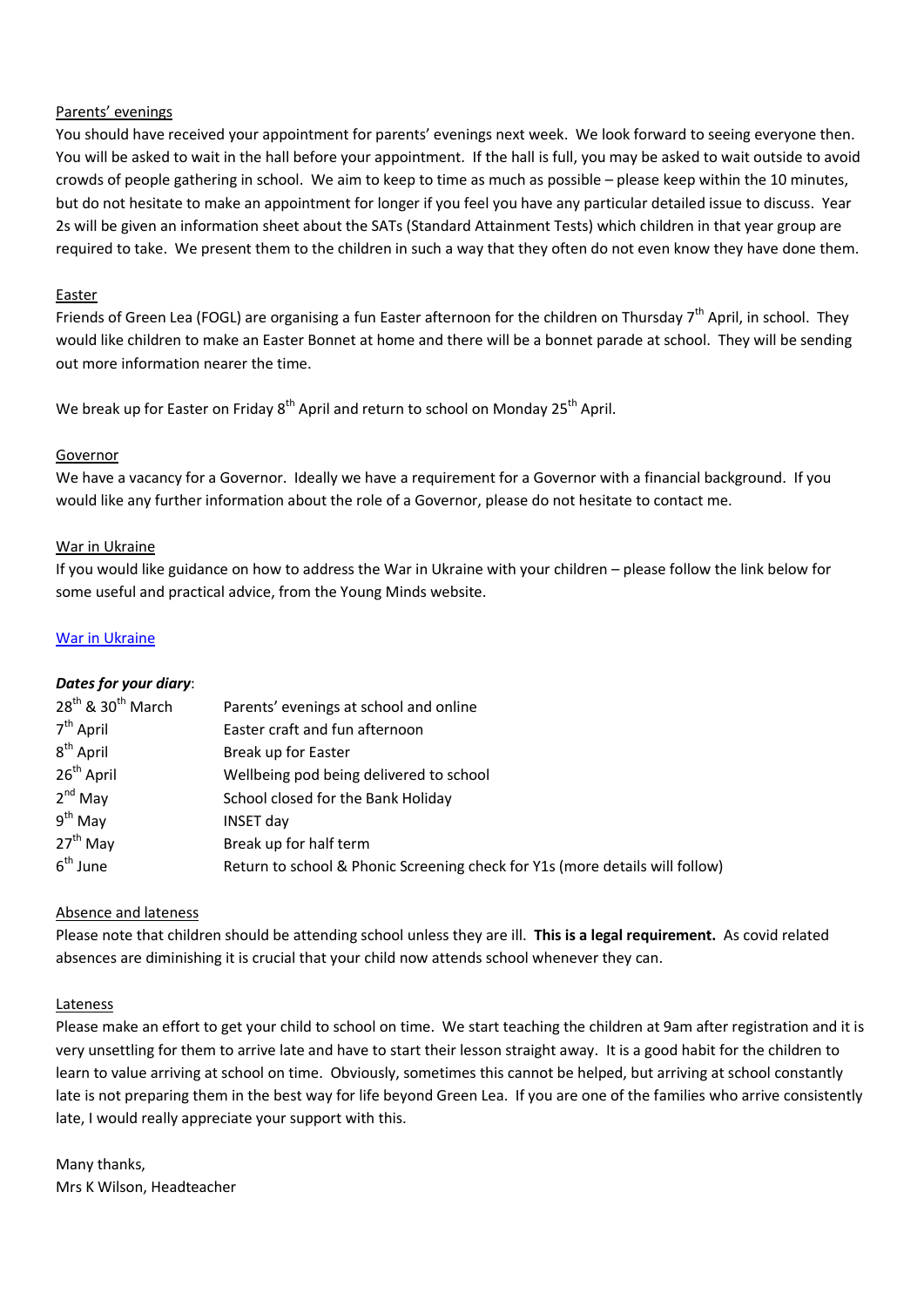Parents' evenings

You should have received your appointment for parents' evenings next week. We look forward to seeing everyone then. You will be asked to wait in the hall before your appointment. If the hall is full, you may be asked to wait outside to avoid crowds of people gathering in school. We aim to keep to time as much as possible – please keep within the 10 minutes, but do not hesitate to make an appointment for longer if you feel you have any particular detailed issue to discuss. Year 2s will be given an information sheet about the SATs (Standard Attainment Tests) which children in that year group are required to take. We present them to the children in such a way that they often do not even know they have done them.

Easter

Friends of Green Lea (FOGL) are organising a fun Easter afternoon for the children on Thursday 7th April, in school. They would like children to make an Easter Bonnet at home and there will be a bonnet parade at school. They will be sending out more information nearer the time.

We break up for Easter on Friday 8th April and return to school on Monday 25th April.

Governor

We have a vacancy for a Governor. Ideally we have a requirement for a Governor with a financial background. If you would like any further information about the role of a Governor, please do not hesitate to contact me.

War in Ukraine

If you would like guidance on how to address the War in Ukraine with your children – please follow the link below for some useful and practical advice, from the Young Minds website.

War in Ukraine

***Dates for your diary***:

| | |
|---|---|
| 28th & 30th March | Parents' evenings at school and online |
| 7th April | Easter craft and fun afternoon |
| 8th April | Break up for Easter |
| 26th April | Wellbeing pod being delivered to school |
| 2nd May | School closed for the Bank Holiday |
| 9th May | INSET day |
| 27th May | Break up for half term |
| 6th June | Return to school & Phonic Screening check for Y1s (more details will follow) |

Absence and lateness

Please note that children should be attending school unless they are ill. **This is a legal requirement.** As covid related absences are diminishing it is crucial that your child now attends school whenever they can.

Lateness

Please make an effort to get your child to school on time. We start teaching the children at 9am after registration and it is very unsettling for them to arrive late and have to start their lesson straight away. It is a good habit for the children to learn to value arriving at school on time. Obviously, sometimes this cannot be helped, but arriving at school constantly late is not preparing them in the best way for life beyond Green Lea. If you are one of the families who arrive consistently late, I would really appreciate your support with this.

Many thanks,
Mrs K Wilson, Headteacher